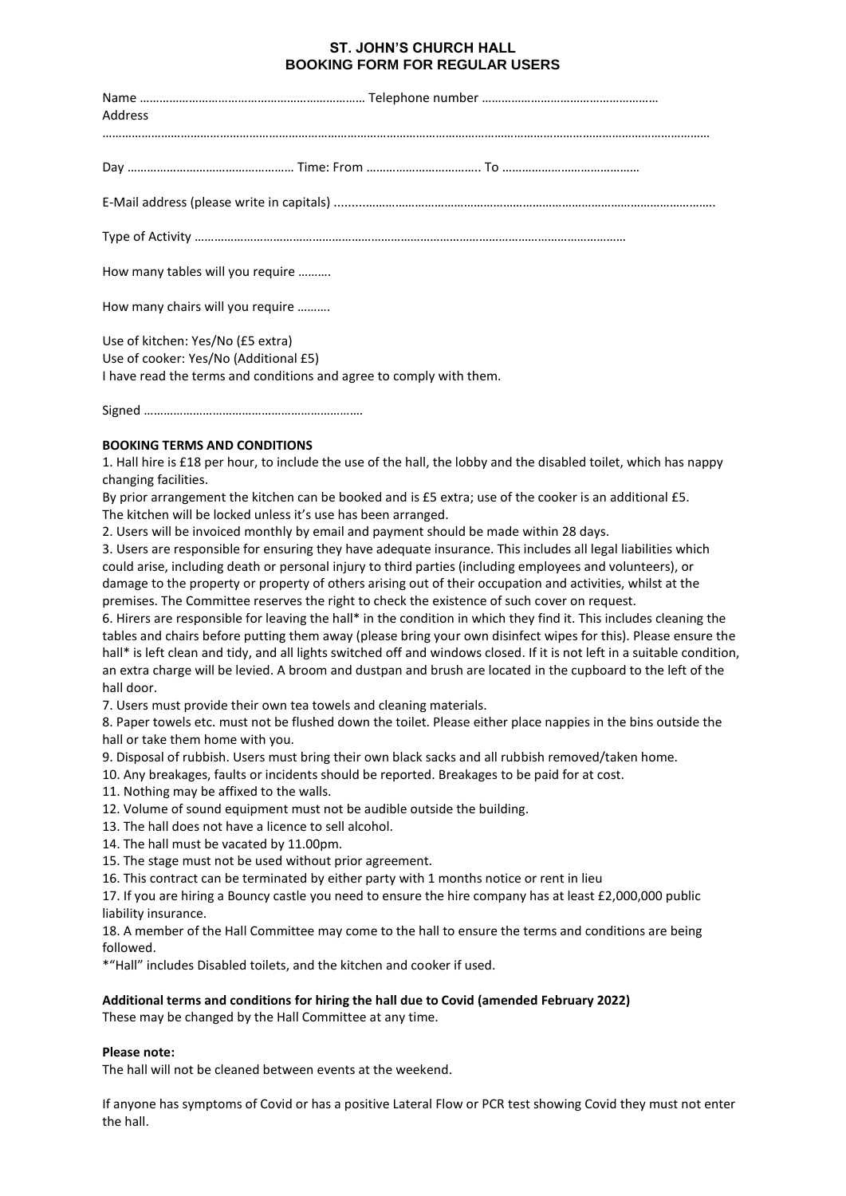# ST. JOHN'S CHURCH HALL
## BOOKING FORM FOR REGULAR USERS

Name ………………………………………………………… Telephone number ……………………………………………
Address
…………………………………………………………………………………………………………………………………………………………

Day …………………………………………… Time: From …………………………….. To ……………………………………

E-Mail address (please write in capitals) ...........………………………………………………………………………………

Type of Activity …………………………………………………………………………………………………………

How many tables will you require ……….

How many chairs will you require ……….

Use of kitchen: Yes/No (£5 extra)
Use of cooker: Yes/No (Additional £5)
I have read the terms and conditions and agree to comply with them.

Signed …………………………………………………………

**BOOKING TERMS AND CONDITIONS**

1. Hall hire is £18 per hour, to include the use of the hall, the lobby and the disabled toilet, which has nappy changing facilities.
By prior arrangement the kitchen can be booked and is £5 extra; use of the cooker is an additional £5.
The kitchen will be locked unless it's use has been arranged.
2. Users will be invoiced monthly by email and payment should be made within 28 days.
3. Users are responsible for ensuring they have adequate insurance. This includes all legal liabilities which could arise, including death or personal injury to third parties (including employees and volunteers), or damage to the property or property of others arising out of their occupation and activities, whilst at the premises. The Committee reserves the right to check the existence of such cover on request.
6. Hirers are responsible for leaving the hall* in the condition in which they find it. This includes cleaning the tables and chairs before putting them away (please bring your own disinfect wipes for this). Please ensure the hall* is left clean and tidy, and all lights switched off and windows closed. If it is not left in a suitable condition, an extra charge will be levied. A broom and dustpan and brush are located in the cupboard to the left of the hall door.
7. Users must provide their own tea towels and cleaning materials.
8. Paper towels etc. must not be flushed down the toilet. Please either place nappies in the bins outside the hall or take them home with you.
9. Disposal of rubbish. Users must bring their own black sacks and all rubbish removed/taken home.
10. Any breakages, faults or incidents should be reported. Breakages to be paid for at cost.
11. Nothing may be affixed to the walls.
12. Volume of sound equipment must not be audible outside the building.
13. The hall does not have a licence to sell alcohol.
14. The hall must be vacated by 11.00pm.
15. The stage must not be used without prior agreement.
16. This contract can be terminated by either party with 1 months notice or rent in lieu
17. If you are hiring a Bouncy castle you need to ensure the hire company has at least £2,000,000 public liability insurance.
18. A member of the Hall Committee may come to the hall to ensure the terms and conditions are being followed.

*"Hall" includes Disabled toilets, and the kitchen and cooker if used.

**Additional terms and conditions for hiring the hall due to Covid (amended February 2022)**
These may be changed by the Hall Committee at any time.

**Please note:**
The hall will not be cleaned between events at the weekend.

If anyone has symptoms of Covid or has a positive Lateral Flow or PCR test showing Covid they must not enter the hall.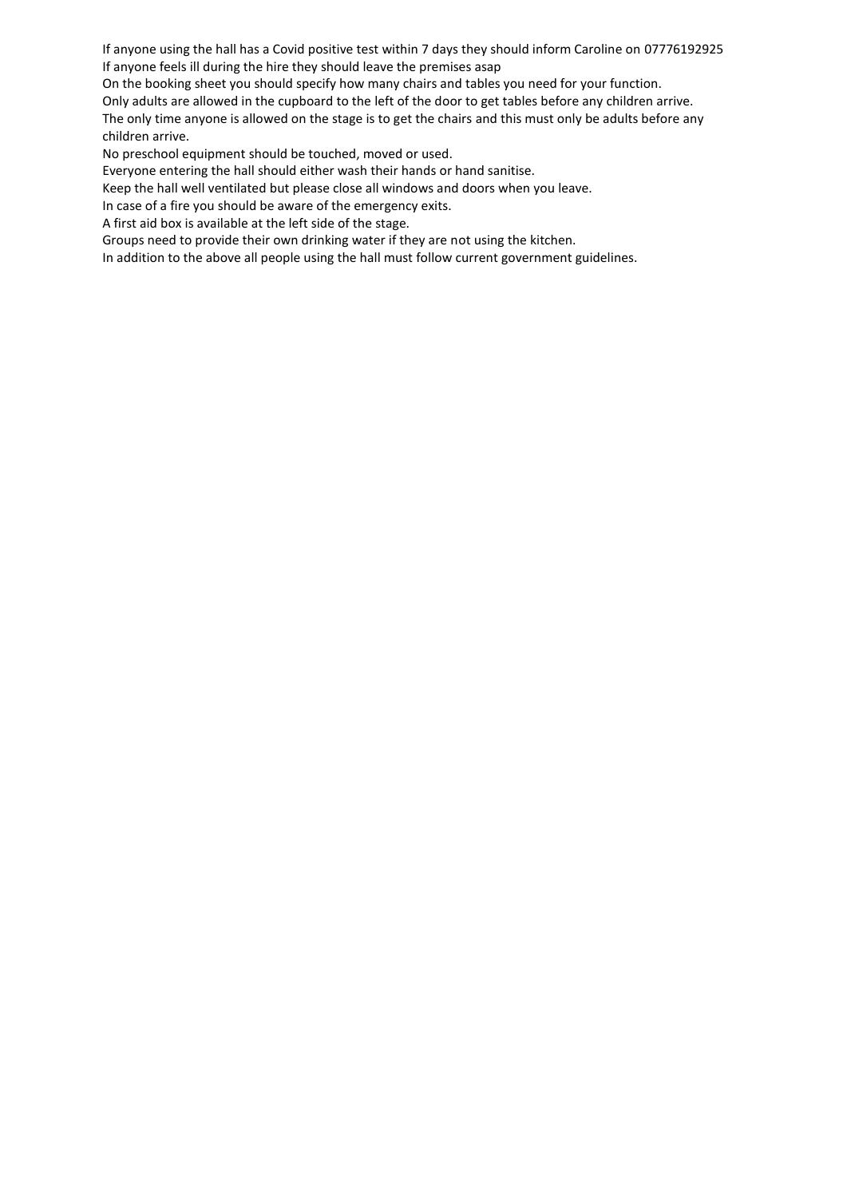If anyone using the hall has a Covid positive test within 7 days they should inform Caroline on 07776192925

If anyone feels ill during the hire they should leave the premises asap

On the booking sheet you should specify how many chairs and tables you need for your function.

Only adults are allowed in the cupboard to the left of the door to get tables before any children arrive.

The only time anyone is allowed on the stage is to get the chairs and this must only be adults before any children arrive.

No preschool equipment should be touched, moved or used.

Everyone entering the hall should either wash their hands or hand sanitise.

Keep the hall well ventilated but please close all windows and doors when you leave.

In case of a fire you should be aware of the emergency exits.

A first aid box is available at the left side of the stage.

Groups need to provide their own drinking water if they are not using the kitchen.

In addition to the above all people using the hall must follow current government guidelines.